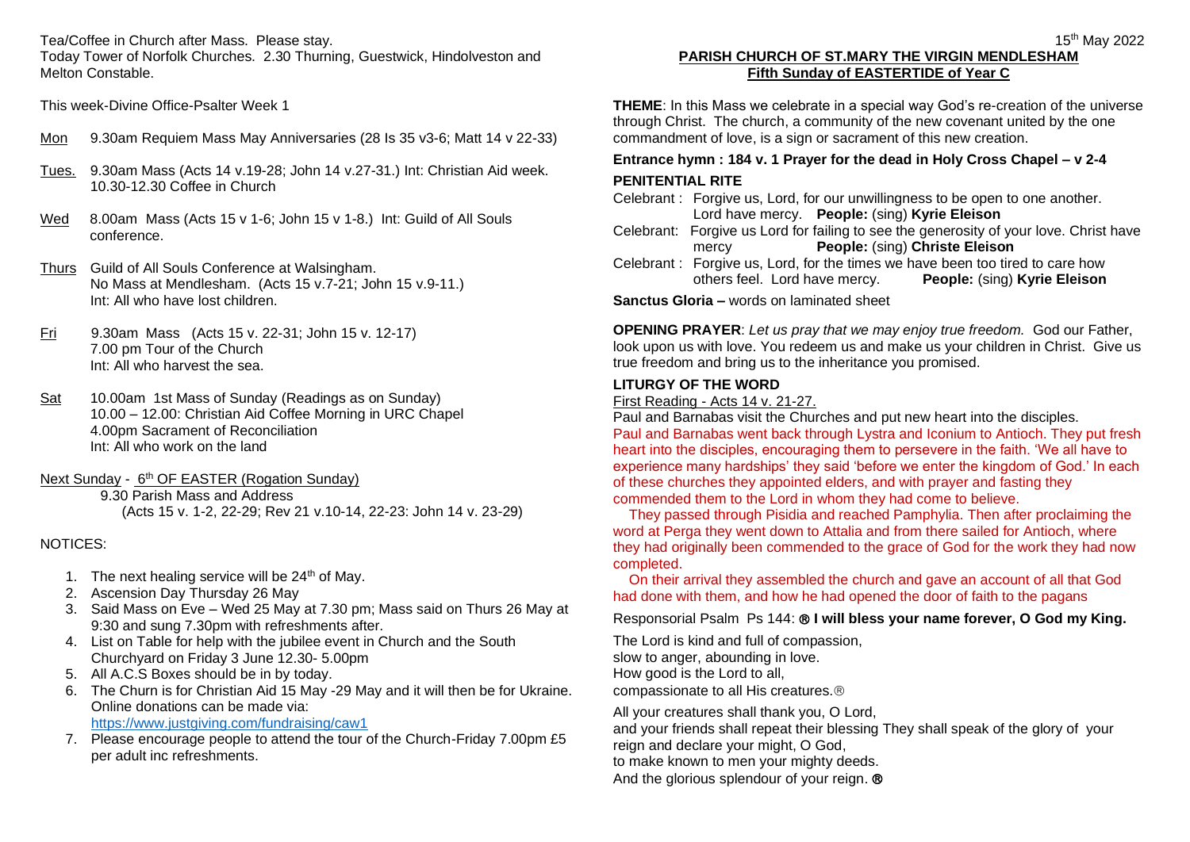Tea/Coffee in Church after Mass. Please stay.
Today Tower of Norfolk Churches. 2.30 Thurning, Guestwick, Hindolveston and Melton Constable.

This week-Divine Office-Psalter Week 1

- Mon 9.30am Requiem Mass May Anniversaries (28 Is 35 v3-6; Matt 14 v 22-33)
- Tues. 9.30am Mass (Acts 14 v.19-28; John 14 v.27-31.) Int: Christian Aid week. 10.30-12.30 Coffee in Church
- Wed 8.00am Mass (Acts 15 v 1-6; John 15 v 1-8.) Int: Guild of All Souls conference.
- Thurs Guild of All Souls Conference at Walsingham. No Mass at Mendlesham. (Acts 15 v.7-21; John 15 v.9-11.) Int: All who have lost children.
- Fri 9.30am Mass (Acts 15 v. 22-31; John 15 v. 12-17) 7.00 pm Tour of the Church Int: All who harvest the sea.
- Sat 10.00am 1st Mass of Sunday (Readings as on Sunday) 10.00 – 12.00: Christian Aid Coffee Morning in URC Chapel 4.00pm Sacrament of Reconciliation Int: All who work on the land

Next Sunday - 6th OF EASTER (Rogation Sunday)
9.30 Parish Mass and Address
(Acts 15 v. 1-2, 22-29; Rev 21 v.10-14, 22-23: John 14 v. 23-29)

NOTICES:

1. The next healing service will be 24th of May.
2. Ascension Day Thursday 26 May
3. Said Mass on Eve – Wed 25 May at 7.30 pm; Mass said on Thurs 26 May at 9:30 and sung 7.30pm with refreshments after.
4. List on Table for help with the jubilee event in Church and the South Churchyard on Friday 3 June 12.30- 5.00pm
5. All A.C.S Boxes should be in by today.
6. The Churn is for Christian Aid 15 May -29 May and it will then be for Ukraine. Online donations can be made via: https://www.justgiving.com/fundraising/caw1
7. Please encourage people to attend the tour of the Church-Friday 7.00pm £5 per adult inc refreshments.

15th May 2022

**PARISH CHURCH OF ST.MARY THE VIRGIN MENDLESHAM**
**Fifth Sunday of EASTERTIDE of Year C**

**THEME**: In this Mass we celebrate in a special way God's re-creation of the universe through Christ. The church, a community of the new covenant united by the one commandment of love, is a sign or sacrament of this new creation.

**Entrance hymn : 184 v. 1 Prayer for the dead in Holy Cross Chapel – v 2-4**

**PENITENTIAL RITE**

Celebrant : Forgive us, Lord, for our unwillingness to be open to one another. Lord have mercy. **People:** (sing) **Kyrie Eleison**
Celebrant: Forgive us Lord for failing to see the generosity of your love. Christ have mercy **People:** (sing) **Christe Eleison**
Celebrant : Forgive us, Lord, for the times we have been too tired to care how others feel. Lord have mercy. **People:** (sing) **Kyrie Eleison**

**Sanctus Gloria –** words on laminated sheet

**OPENING PRAYER**: *Let us pray that we may enjoy true freedom.* God our Father, look upon us with love. You redeem us and make us your children in Christ. Give us true freedom and bring us to the inheritance you promised.

**LITURGY OF THE WORD**

First Reading - Acts 14 v. 21-27.

Paul and Barnabas visit the Churches and put new heart into the disciples.
Paul and Barnabas went back through Lystra and Iconium to Antioch. They put fresh heart into the disciples, encouraging them to persevere in the faith. 'We all have to experience many hardships' they said 'before we enter the kingdom of God.' In each of these churches they appointed elders, and with prayer and fasting they commended them to the Lord in whom they had come to believe.
They passed through Pisidia and reached Pamphylia. Then after proclaiming the word at Perga they went down to Attalia and from there sailed for Antioch, where they had originally been commended to the grace of God for the work they had now completed.
On their arrival they assembled the church and gave an account of all that God had done with them, and how he had opened the door of faith to the pagans

Responsorial Psalm Ps 144: ℟ **I will bless your name forever, O God my King.**

The Lord is kind and full of compassion,
slow to anger, abounding in love.
How good is the Lord to all,
compassionate to all His creatures.℟

All your creatures shall thank you, O Lord,
and your friends shall repeat their blessing They shall speak of the glory of your reign and declare your might, O God,
to make known to men your mighty deeds.
And the glorious splendour of your reign. ℟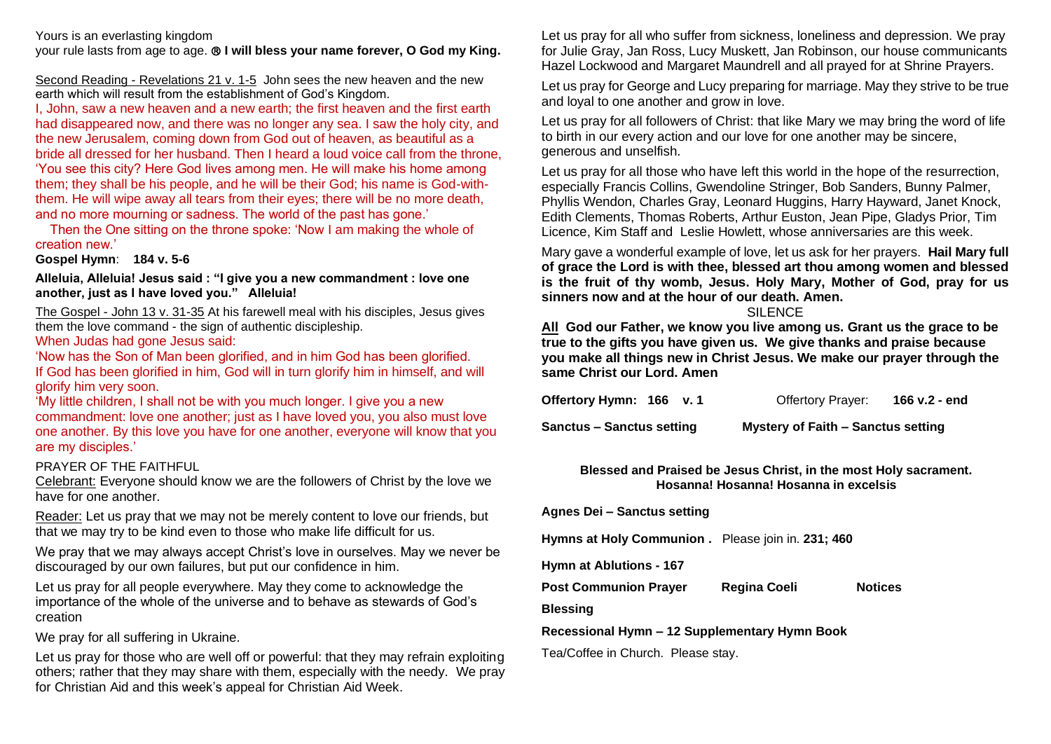Yours is an everlasting kingdom
your rule lasts from age to age. ℟ **I will bless your name forever, O God my King.**

Second Reading - Revelations 21 v. 1-5 John sees the new heaven and the new earth which will result from the establishment of God's Kingdom.

I, John, saw a new heaven and a new earth; the first heaven and the first earth had disappeared now, and there was no longer any sea. I saw the holy city, and the new Jerusalem, coming down from God out of heaven, as beautiful as a bride all dressed for her husband. Then I heard a loud voice call from the throne, 'You see this city? Here God lives among men. He will make his home among them; they shall be his people, and he will be their God; his name is God-with-them. He will wipe away all tears from their eyes; there will be no more death, and no more mourning or sadness. The world of the past has gone.'

Then the One sitting on the throne spoke: 'Now I am making the whole of creation new.'

**Gospel Hymn**: **184 v. 5-6**

**Alleluia, Alleluia! Jesus said : "I give you a new commandment : love one another, just as I have loved you." Alleluia!**

The Gospel - John 13 v. 31-35 At his farewell meal with his disciples, Jesus gives them the love command - the sign of authentic discipleship.

When Judas had gone Jesus said:

'Now has the Son of Man been glorified, and in him God has been glorified. If God has been glorified in him, God will in turn glorify him in himself, and will glorify him very soon.

'My little children, I shall not be with you much longer. I give you a new commandment: love one another; just as I have loved you, you also must love one another. By this love you have for one another, everyone will know that you are my disciples.'

PRAYER OF THE FAITHFUL

Celebrant: Everyone should know we are the followers of Christ by the love we have for one another.

Reader: Let us pray that we may not be merely content to love our friends, but that we may try to be kind even to those who make life difficult for us.

We pray that we may always accept Christ's love in ourselves. May we never be discouraged by our own failures, but put our confidence in him.

Let us pray for all people everywhere. May they come to acknowledge the importance of the whole of the universe and to behave as stewards of God's creation

We pray for all suffering in Ukraine.

Let us pray for those who are well off or powerful: that they may refrain exploiting others; rather that they may share with them, especially with the needy. We pray for Christian Aid and this week's appeal for Christian Aid Week.

Let us pray for all who suffer from sickness, loneliness and depression. We pray for Julie Gray, Jan Ross, Lucy Muskett, Jan Robinson, our house communicants Hazel Lockwood and Margaret Maundrell and all prayed for at Shrine Prayers.

Let us pray for George and Lucy preparing for marriage. May they strive to be true and loyal to one another and grow in love.

Let us pray for all followers of Christ: that like Mary we may bring the word of life to birth in our every action and our love for one another may be sincere, generous and unselfish.

Let us pray for all those who have left this world in the hope of the resurrection, especially Francis Collins, Gwendoline Stringer, Bob Sanders, Bunny Palmer, Phyllis Wendon, Charles Gray, Leonard Huggins, Harry Hayward, Janet Knock, Edith Clements, Thomas Roberts, Arthur Euston, Jean Pipe, Gladys Prior, Tim Licence, Kim Staff and Leslie Howlett, whose anniversaries are this week.

Mary gave a wonderful example of love, let us ask for her prayers. **Hail Mary full of grace the Lord is with thee, blessed art thou among women and blessed is the fruit of thy womb, Jesus. Holy Mary, Mother of God, pray for us sinners now and at the hour of our death. Amen.**

SILENCE

**All God our Father, we know you live among us. Grant us the grace to be true to the gifts you have given us. We give thanks and praise because you make all things new in Christ Jesus. We make our prayer through the same Christ our Lord. Amen**

**Offertory Hymn: 166 v. 1** Offertory Prayer: **166 v.2 - end**

**Sanctus – Sanctus setting** **Mystery of Faith – Sanctus setting**

**Blessed and Praised be Jesus Christ, in the most Holy sacrament.
Hosanna! Hosanna! Hosanna in excelsis**

**Agnes Dei – Sanctus setting**

**Hymns at Holy Communion .** Please join in. **231; 460**

**Hymn at Ablutions - 167**

**Post Communion Prayer** **Regina Coeli** **Notices**

**Blessing**

**Recessional Hymn – 12 Supplementary Hymn Book**

Tea/Coffee in Church. Please stay.